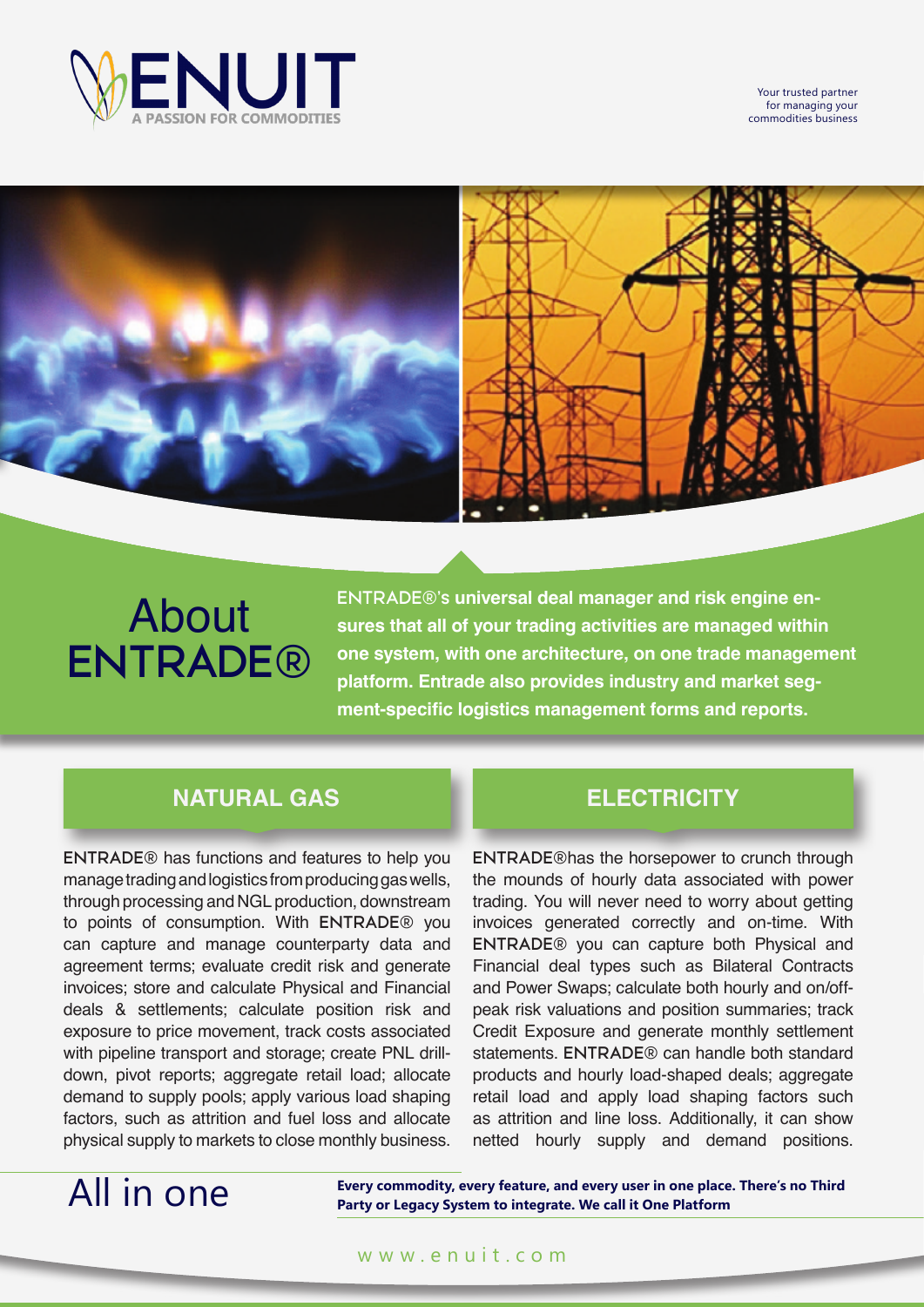ENUIT

A PASSION FOR COMMODITIES

Your trusted partner for managing your commodities business

# About ENTRADE®

**ENTRADE®'s universal deal manager and risk engine ensures that all of your trading activities are managed within one system, with one architecture, on one trade management platform. Entrade also provides industry and market segment-specific logistics management forms and reports.**

## NATURAL GAS

ENTRADE® has functions and features to help you manage trading and logistics from producing gas wells, through processing and NGL production, downstream to points of consumption. With ENTRADE® you can capture and manage counterparty data and agreement terms; evaluate credit risk and generate invoices; store and calculate Physical and Financial deals & settlements; calculate position risk and exposure to price movement, track costs associated with pipeline transport and storage; create PNL drill-down, pivot reports; aggregate retail load; allocate demand to supply pools; apply various load shaping factors, such as attrition and fuel loss and allocate physical supply to markets to close monthly business.

## ELECTRICITY

ENTRADE®has the horsepower to crunch through the mounds of hourly data associated with power trading. You will never need to worry about getting invoices generated correctly and on-time. With ENTRADE® you can capture both Physical and Financial deal types such as Bilateral Contracts and Power Swaps; calculate both hourly and on/off-peak risk valuations and position summaries; track Credit Exposure and generate monthly settlement statements. ENTRADE® can handle both standard products and hourly load-shaped deals; aggregate retail load and apply load shaping factors such as attrition and line loss. Additionally, it can show netted hourly supply and demand positions.

# All in one

**Every commodity, every feature, and every user in one place. There's no Third Party or Legacy System to integrate. We call it One Platform**

www.enuit.com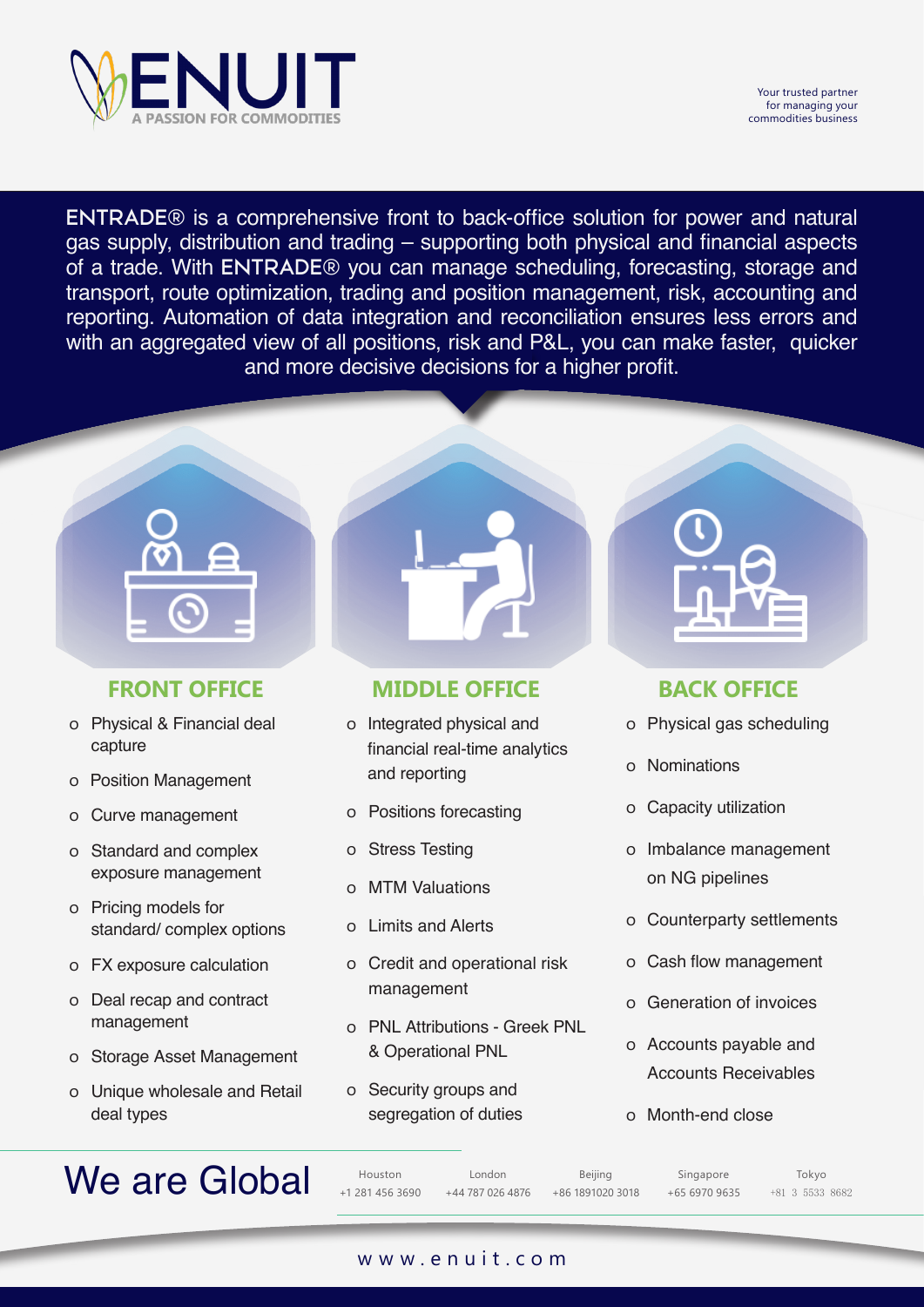# ENUIT

A PASSION FOR COMMODITIES

Your trusted partner for managing your commodities business

**ENTRADE®** is a comprehensive front to back-office solution for power and natural gas supply, distribution and trading – supporting both physical and financial aspects of a trade. With **ENTRADE®** you can manage scheduling, forecasting, storage and transport, route optimization, trading and position management, risk, accounting and reporting. Automation of data integration and reconciliation ensures less errors and with an aggregated view of all positions, risk and P&L, you can make faster, quicker and more decisive decisions for a higher profit.

## FRONT OFFICE

- Physical & Financial deal capture
- Position Management
- Curve management
- Standard and complex exposure management
- Pricing models for standard/ complex options
- FX exposure calculation
- Deal recap and contract management
- Storage Asset Management
- Unique wholesale and Retail deal types

## MIDDLE OFFICE

- Integrated physical and financial real-time analytics and reporting
- Positions forecasting
- Stress Testing
- MTM Valuations
- Limits and Alerts
- Credit and operational risk management
- PNL Attributions - Greek PNL & Operational PNL
- Security groups and segregation of duties

## BACK OFFICE

- Physical gas scheduling
- Nominations
- Capacity utilization
- Imbalance management on NG pipelines
- Counterparty settlements
- Cash flow management
- Generation of invoices
- Accounts payable and Accounts Receivables
- Month-end close

## We are Global

| Houston | London | Beijing | Singapore | Tokyo |
|---|---|---|---|---|
| +1 281 456 3690 | +44 787 026 4876 | +86 1891020 3018 | +65 6970 9635 | +81 3 5533 8682 |

www.enuit.com